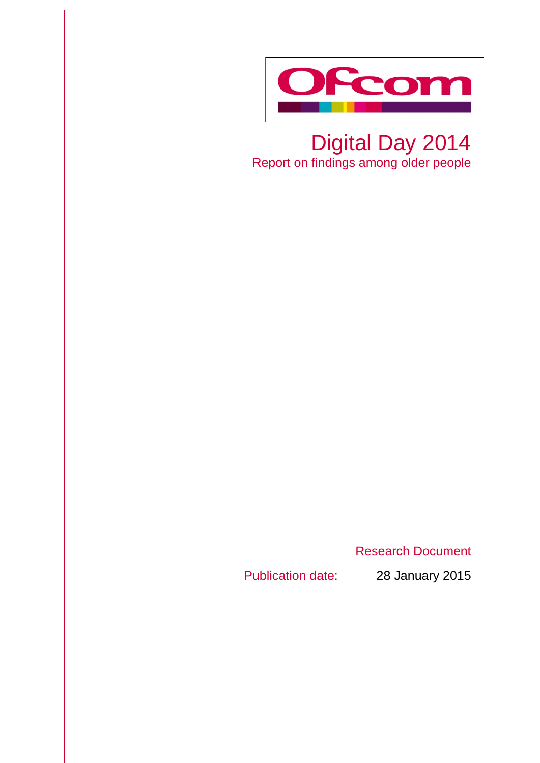Ofcom

# Digital Day 2014

## Report on findings among older people

Research Document

Publication date: 28 January 2015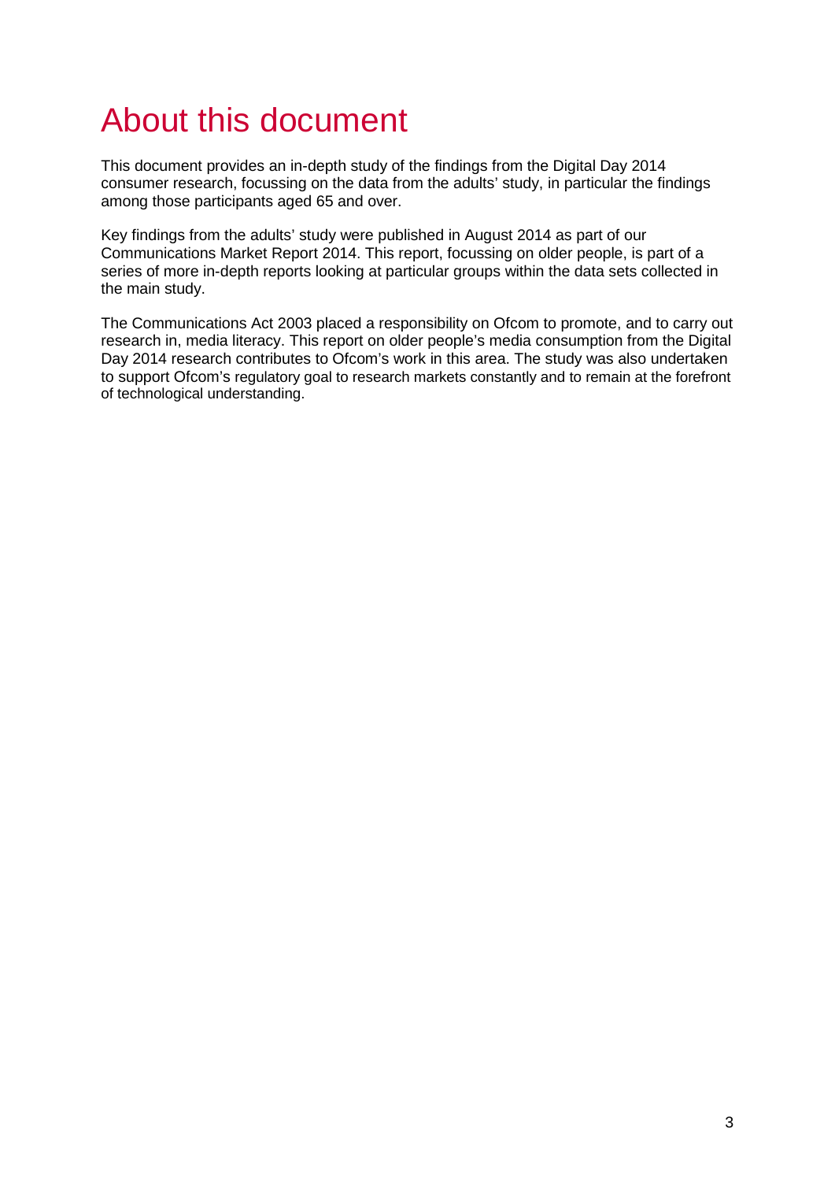# About this document

This document provides an in-depth study of the findings from the Digital Day 2014 consumer research, focussing on the data from the adults' study, in particular the findings among those participants aged 65 and over.

Key findings from the adults' study were published in August 2014 as part of our Communications Market Report 2014. This report, focussing on older people, is part of a series of more in-depth reports looking at particular groups within the data sets collected in the main study.

The Communications Act 2003 placed a responsibility on Ofcom to promote, and to carry out research in, media literacy. This report on older people's media consumption from the Digital Day 2014 research contributes to Ofcom's work in this area. The study was also undertaken to support Ofcom's regulatory goal to research markets constantly and to remain at the forefront of technological understanding.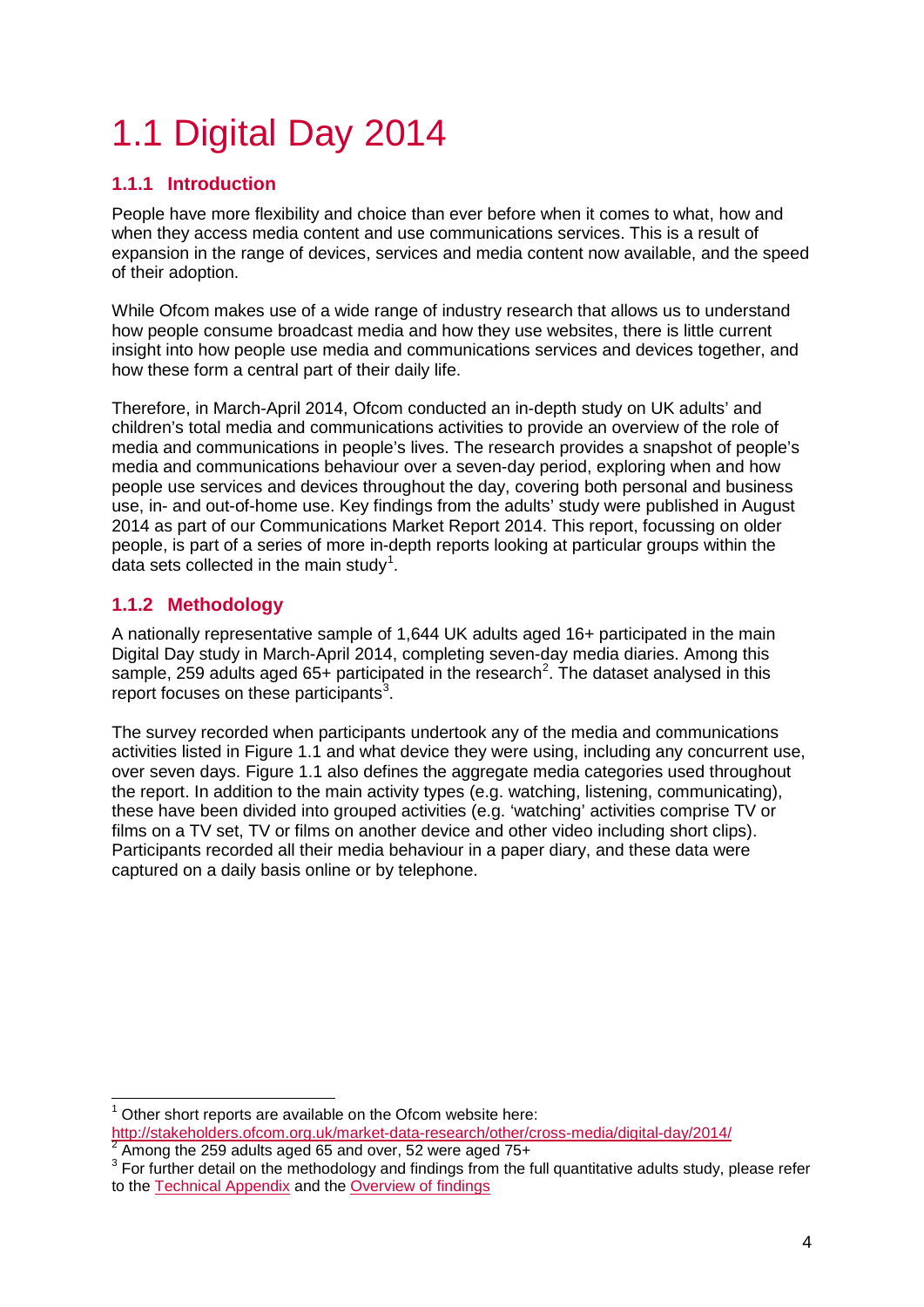# 1.1 Digital Day 2014

## 1.1.1 Introduction

People have more flexibility and choice than ever before when it comes to what, how and when they access media content and use communications services. This is a result of expansion in the range of devices, services and media content now available, and the speed of their adoption.

While Ofcom makes use of a wide range of industry research that allows us to understand how people consume broadcast media and how they use websites, there is little current insight into how people use media and communications services and devices together, and how these form a central part of their daily life.

Therefore, in March-April 2014, Ofcom conducted an in-depth study on UK adults' and children's total media and communications activities to provide an overview of the role of media and communications in people's lives. The research provides a snapshot of people's media and communications behaviour over a seven-day period, exploring when and how people use services and devices throughout the day, covering both personal and business use, in- and out-of-home use. Key findings from the adults' study were published in August 2014 as part of our Communications Market Report 2014. This report, focussing on older people, is part of a series of more in-depth reports looking at particular groups within the data sets collected in the main study[1].

## 1.1.2 Methodology

A nationally representative sample of 1,644 UK adults aged 16+ participated in the main Digital Day study in March-April 2014, completing seven-day media diaries. Among this sample, 259 adults aged 65+ participated in the research[2]. The dataset analysed in this report focuses on these participants[3].

The survey recorded when participants undertook any of the media and communications activities listed in Figure 1.1 and what device they were using, including any concurrent use, over seven days. Figure 1.1 also defines the aggregate media categories used throughout the report. In addition to the main activity types (e.g. watching, listening, communicating), these have been divided into grouped activities (e.g. 'watching' activities comprise TV or films on a TV set, TV or films on another device and other video including short clips). Participants recorded all their media behaviour in a paper diary, and these data were captured on a daily basis online or by telephone.

---

[1] Other short reports are available on the Ofcom website here: http://stakeholders.ofcom.org.uk/market-data-research/other/cross-media/digital-day/2014/

[2] Among the 259 adults aged 65 and over, 52 were aged 75+

[3] For further detail on the methodology and findings from the full quantitative adults study, please refer to the Technical Appendix and the Overview of findings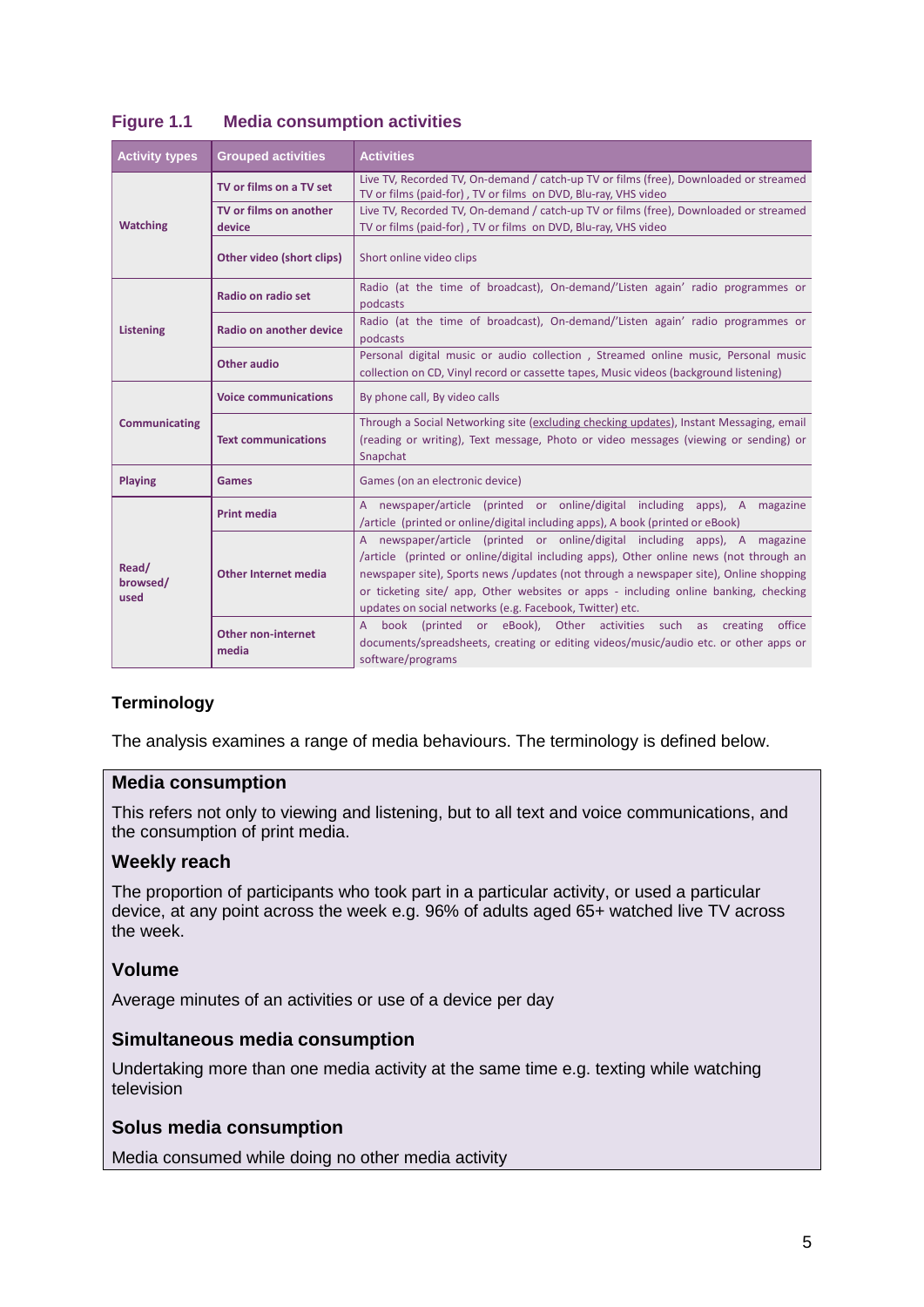**Figure 1.1 Media consumption activities**

| Activity types | Grouped activities | Activities |
|---|---|---|
| Watching | TV or films on a TV set | Live TV, Recorded TV, On-demand / catch-up TV or films (free), Downloaded or streamed TV or films (paid-for) , TV or films on DVD, Blu-ray, VHS video |
| | TV or films on another device | Live TV, Recorded TV, On-demand / catch-up TV or films (free), Downloaded or streamed TV or films (paid-for) , TV or films on DVD, Blu-ray, VHS video |
| | Other video (short clips) | Short online video clips |
| Listening | Radio on radio set | Radio (at the time of broadcast), On-demand/'Listen again' radio programmes or podcasts |
| | Radio on another device | Radio (at the time of broadcast), On-demand/'Listen again' radio programmes or podcasts |
| | Other audio | Personal digital music or audio collection , Streamed online music, Personal music collection on CD, Vinyl record or cassette tapes, Music videos (background listening) |
| Communicating | Voice communications | By phone call, By video calls |
| | Text communications | Through a Social Networking site (excluding checking updates), Instant Messaging, email (reading or writing), Text message, Photo or video messages (viewing or sending) or Snapchat |
| Playing | Games | Games (on an electronic device) |
| Read/ browsed/ used | Print media | A newspaper/article (printed or online/digital including apps), A magazine /article (printed or online/digital including apps), A book (printed or eBook) |
| | Other Internet media | A newspaper/article (printed or online/digital including apps), A magazine /article (printed or online/digital including apps), Other online news (not through an newspaper site), Sports news /updates (not through a newspaper site), Online shopping or ticketing site/ app, Other websites or apps - including online banking, checking updates on social networks (e.g. Facebook, Twitter) etc. |
| | Other non-internet media | A book (printed or eBook), Other activities such as creating office documents/spreadsheets, creating or editing videos/music/audio etc. or other apps or software/programs |

## Terminology

The analysis examines a range of media behaviours. The terminology is defined below.

### Media consumption

This refers not only to viewing and listening, but to all text and voice communications, and the consumption of print media.

### Weekly reach

The proportion of participants who took part in a particular activity, or used a particular device, at any point across the week e.g. 96% of adults aged 65+ watched live TV across the week.

### Volume

Average minutes of an activities or use of a device per day

### Simultaneous media consumption

Undertaking more than one media activity at the same time e.g. texting while watching television

### Solus media consumption

Media consumed while doing no other media activity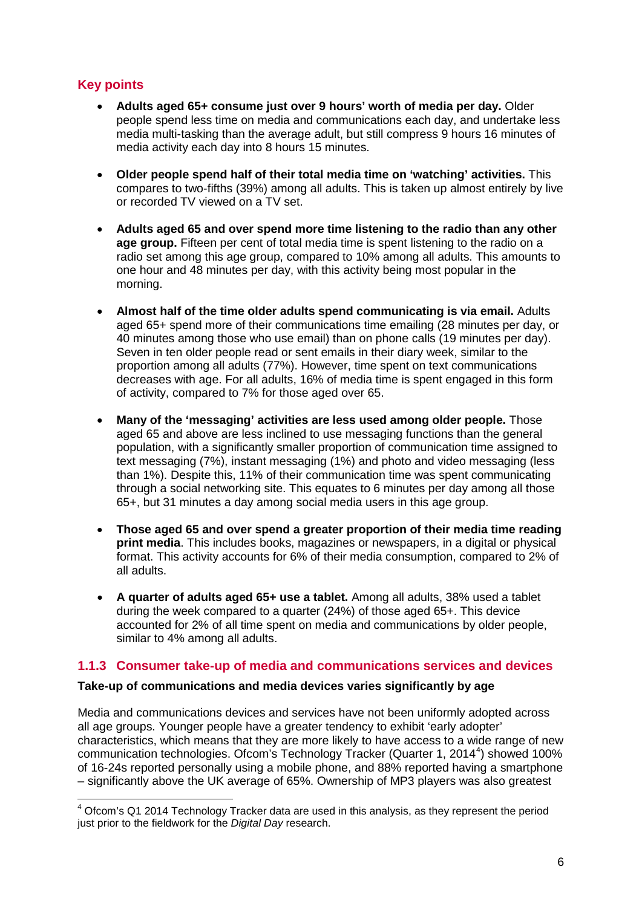## Key points

- **Adults aged 65+ consume just over 9 hours' worth of media per day.** Older people spend less time on media and communications each day, and undertake less media multi-tasking than the average adult, but still compress 9 hours 16 minutes of media activity each day into 8 hours 15 minutes.

- **Older people spend half of their total media time on 'watching' activities.** This compares to two-fifths (39%) among all adults. This is taken up almost entirely by live or recorded TV viewed on a TV set.

- **Adults aged 65 and over spend more time listening to the radio than any other age group.** Fifteen per cent of total media time is spent listening to the radio on a radio set among this age group, compared to 10% among all adults. This amounts to one hour and 48 minutes per day, with this activity being most popular in the morning.

- **Almost half of the time older adults spend communicating is via email.** Adults aged 65+ spend more of their communications time emailing (28 minutes per day, or 40 minutes among those who use email) than on phone calls (19 minutes per day). Seven in ten older people read or sent emails in their diary week, similar to the proportion among all adults (77%). However, time spent on text communications decreases with age. For all adults, 16% of media time is spent engaged in this form of activity, compared to 7% for those aged over 65.

- **Many of the 'messaging' activities are less used among older people.** Those aged 65 and above are less inclined to use messaging functions than the general population, with a significantly smaller proportion of communication time assigned to text messaging (7%), instant messaging (1%) and photo and video messaging (less than 1%). Despite this, 11% of their communication time was spent communicating through a social networking site. This equates to 6 minutes per day among all those 65+, but 31 minutes a day among social media users in this age group.

- **Those aged 65 and over spend a greater proportion of their media time reading print media**. This includes books, magazines or newspapers, in a digital or physical format. This activity accounts for 6% of their media consumption, compared to 2% of all adults.

- **A quarter of adults aged 65+ use a tablet.** Among all adults, 38% used a tablet during the week compared to a quarter (24%) of those aged 65+. This device accounted for 2% of all time spent on media and communications by older people, similar to 4% among all adults.

### 1.1.3 Consumer take-up of media and communications services and devices

**Take-up of communications and media devices varies significantly by age**

Media and communications devices and services have not been uniformly adopted across all age groups. Younger people have a greater tendency to exhibit 'early adopter' characteristics, which means that they are more likely to have access to a wide range of new communication technologies. Ofcom's Technology Tracker (Quarter 1, 2014[4]) showed 100% of 16-24s reported personally using a mobile phone, and 88% reported having a smartphone – significantly above the UK average of 65%. Ownership of MP3 players was also greatest

[4] Ofcom's Q1 2014 Technology Tracker data are used in this analysis, as they represent the period just prior to the fieldwork for the *Digital Day* research.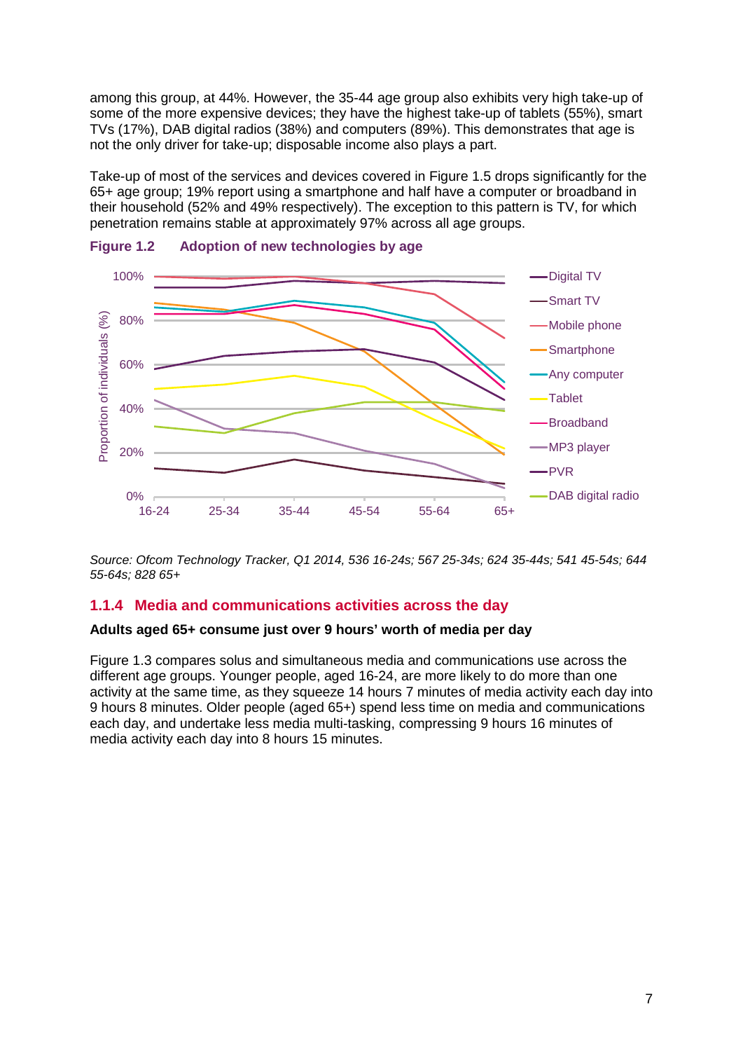among this group, at 44%. However, the 35-44 age group also exhibits very high take-up of some of the more expensive devices; they have the highest take-up of tablets (55%), smart TVs (17%), DAB digital radios (38%) and computers (89%). This demonstrates that age is not the only driver for take-up; disposable income also plays a part.

Take-up of most of the services and devices covered in Figure 1.5 drops significantly for the 65+ age group; 19% report using a smartphone and half have a computer or broadband in their household (52% and 49% respectively). The exception to this pattern is TV, for which penetration remains stable at approximately 97% across all age groups.

**Figure 1.2 Adoption of new technologies by age**

Source: Ofcom Technology Tracker, Q1 2014, 536 16-24s; 567 25-34s; 624 35-44s; 541 45-54s; 644 55-64s; 828 65+

### 1.1.4 Media and communications activities across the day

**Adults aged 65+ consume just over 9 hours' worth of media per day**

Figure 1.3 compares solus and simultaneous media and communications use across the different age groups. Younger people, aged 16-24, are more likely to do more than one activity at the same time, as they squeeze 14 hours 7 minutes of media activity each day into 9 hours 8 minutes. Older people (aged 65+) spend less time on media and communications each day, and undertake less media multi-tasking, compressing 9 hours 16 minutes of media activity each day into 8 hours 15 minutes.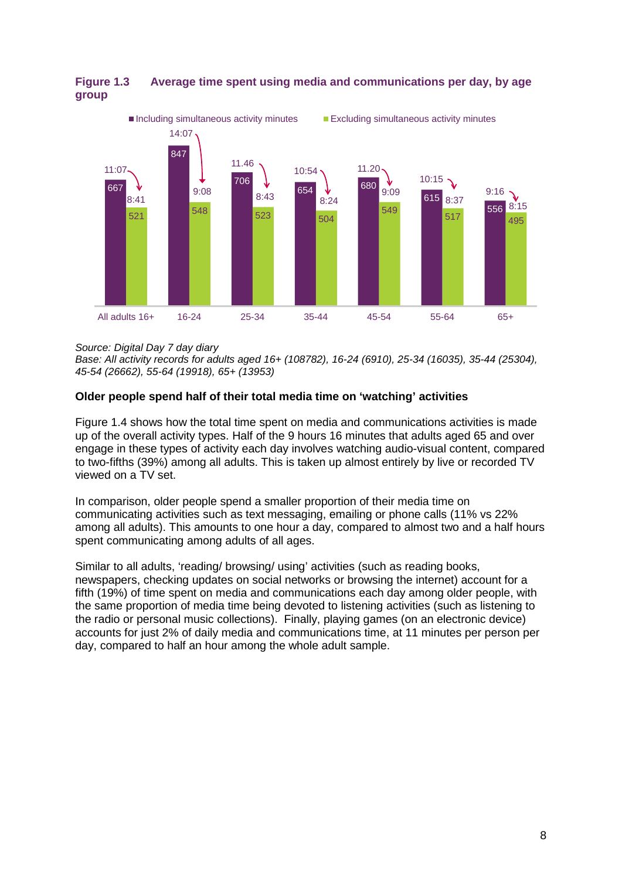**Figure 1.3 Average time spent using media and communications per day, by age group**

| | All adults 16+ | 16-24 | 25-34 | 35-44 | 45-54 | 55-64 | 65+ |
|---|---|---|---|---|---|---|---|
| Including simultaneous activity minutes | 667 (11:07) | 847 (14:07) | 706 (11.46) | 654 (10:54) | 680 (11.20) | 615 (10:15) | 556 (9:16) |
| Excluding simultaneous activity minutes | 521 (8:41) | 548 (9:08) | 523 (8:43) | 504 (8:24) | 549 (9:09) | 517 (8:37) | 495 (8:15) |

*Source: Digital Day 7 day diary*
*Base: All activity records for adults aged 16+ (108782), 16-24 (6910), 25-34 (16035), 35-44 (25304), 45-54 (26662), 55-64 (19918), 65+ (13953)*

**Older people spend half of their total media time on 'watching' activities**

Figure 1.4 shows how the total time spent on media and communications activities is made up of the overall activity types. Half of the 9 hours 16 minutes that adults aged 65 and over engage in these types of activity each day involves watching audio-visual content, compared to two-fifths (39%) among all adults. This is taken up almost entirely by live or recorded TV viewed on a TV set.

In comparison, older people spend a smaller proportion of their media time on communicating activities such as text messaging, emailing or phone calls (11% vs 22% among all adults). This amounts to one hour a day, compared to almost two and a half hours spent communicating among adults of all ages.

Similar to all adults, 'reading/ browsing/ using' activities (such as reading books, newspapers, checking updates on social networks or browsing the internet) account for a fifth (19%) of time spent on media and communications each day among older people, with the same proportion of media time being devoted to listening activities (such as listening to the radio or personal music collections). Finally, playing games (on an electronic device) accounts for just 2% of daily media and communications time, at 11 minutes per person per day, compared to half an hour among the whole adult sample.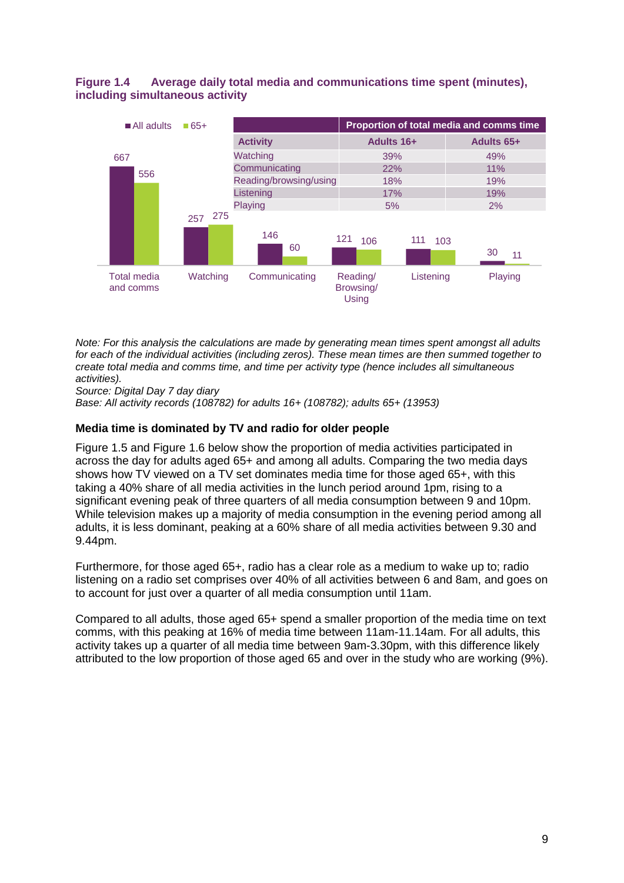**Figure 1.4 Average daily total media and communications time spent (minutes), including simultaneous activity**

| | All adults | 65+ |
|---|---|---|
| Total media and comms | 667 | 556 |
| Watching | 257 | 275 |
| Communicating | 146 | 60 |
| Reading/ Browsing/ Using | 121 | 106 |
| Listening | 111 | 103 |
| Playing | 30 | 11 |

| Activity | Proportion of total media and comms time | |
|---|---|---|
| | Adults 16+ | Adults 65+ |
| Watching | 39% | 49% |
| Communicating | 22% | 11% |
| Reading/browsing/using | 18% | 19% |
| Listening | 17% | 19% |
| Playing | 5% | 2% |

*Note: For this analysis the calculations are made by generating mean times spent amongst all adults for each of the individual activities (including zeros). These mean times are then summed together to create total media and comms time, and time per activity type (hence includes all simultaneous activities).*
*Source: Digital Day 7 day diary*
*Base: All activity records (108782) for adults 16+ (108782); adults 65+ (13953)*

**Media time is dominated by TV and radio for older people**

Figure 1.5 and Figure 1.6 below show the proportion of media activities participated in across the day for adults aged 65+ and among all adults. Comparing the two media days shows how TV viewed on a TV set dominates media time for those aged 65+, with this taking a 40% share of all media activities in the lunch period around 1pm, rising to a significant evening peak of three quarters of all media consumption between 9 and 10pm. While television makes up a majority of media consumption in the evening period among all adults, it is less dominant, peaking at a 60% share of all media activities between 9.30 and 9.44pm.

Furthermore, for those aged 65+, radio has a clear role as a medium to wake up to; radio listening on a radio set comprises over 40% of all activities between 6 and 8am, and goes on to account for just over a quarter of all media consumption until 11am.

Compared to all adults, those aged 65+ spend a smaller proportion of the media time on text comms, with this peaking at 16% of media time between 11am-11.14am. For all adults, this activity takes up a quarter of all media time between 9am-3.30pm, with this difference likely attributed to the low proportion of those aged 65 and over in the study who are working (9%).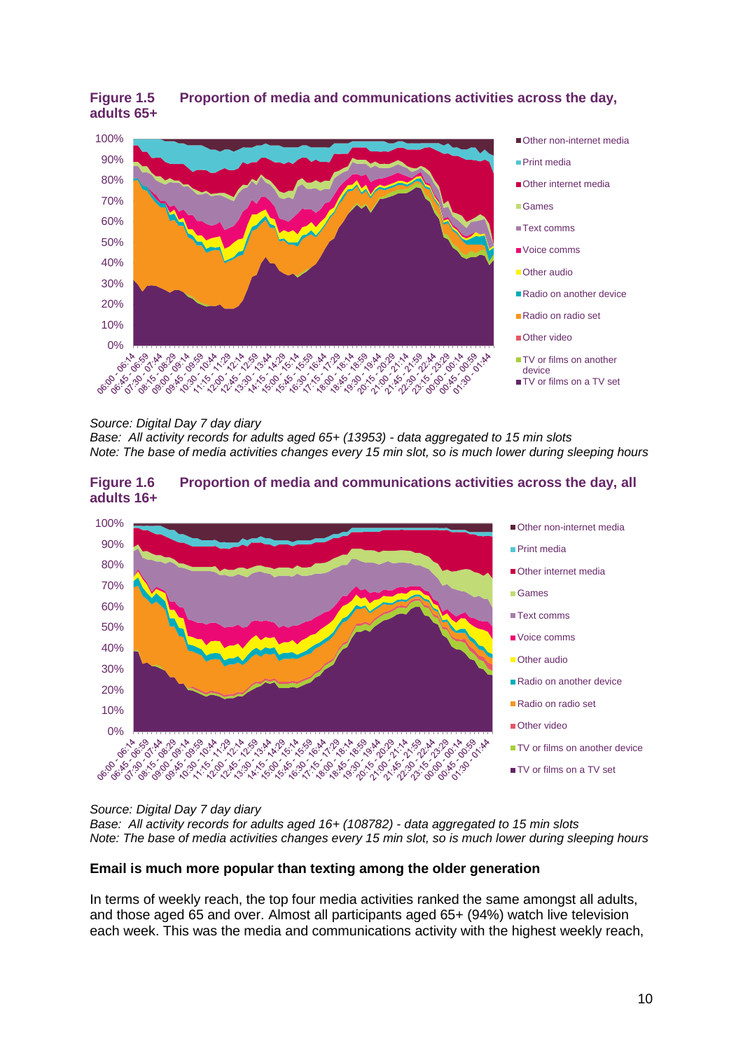**Figure 1.5 Proportion of media and communications activities across the day, adults 65+**

*Source: Digital Day 7 day diary*
*Base: All activity records for adults aged 65+ (13953) - data aggregated to 15 min slots*
*Note: The base of media activities changes every 15 min slot, so is much lower during sleeping hours*

**Figure 1.6 Proportion of media and communications activities across the day, all adults 16+**

*Source: Digital Day 7 day diary*
*Base: All activity records for adults aged 16+ (108782) - data aggregated to 15 min slots*
*Note: The base of media activities changes every 15 min slot, so is much lower during sleeping hours*

### Email is much more popular than texting among the older generation

In terms of weekly reach, the top four media activities ranked the same amongst all adults, and those aged 65 and over. Almost all participants aged 65+ (94%) watch live television each week. This was the media and communications activity with the highest weekly reach,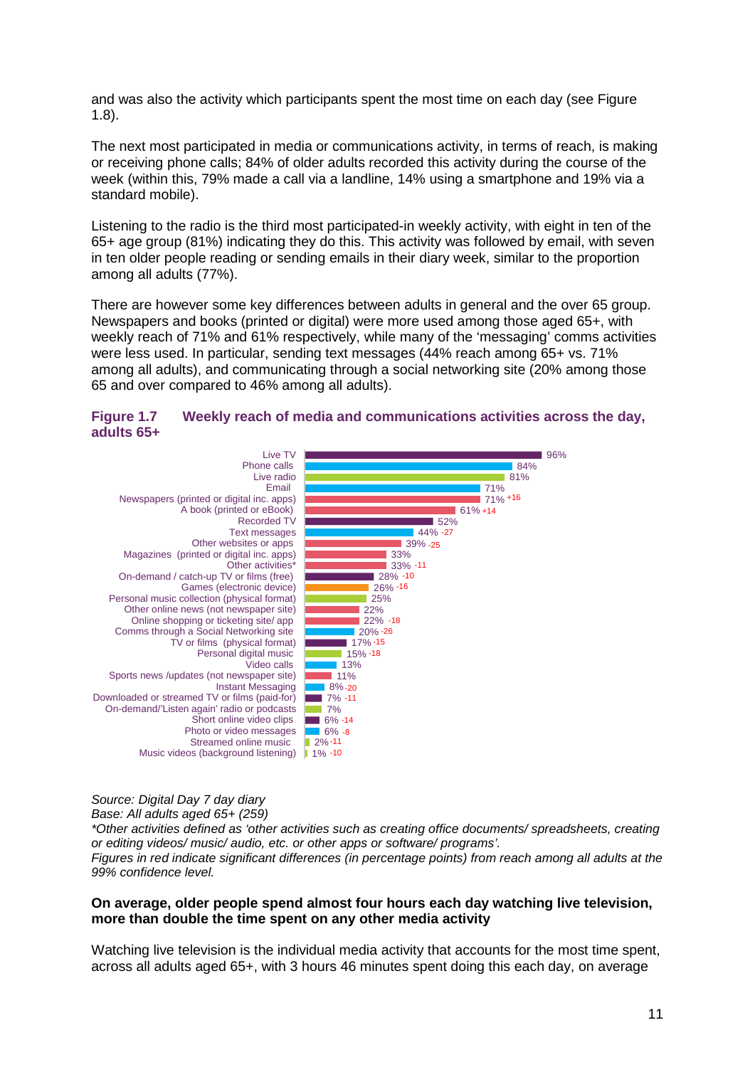and was also the activity which participants spent the most time on each day (see Figure 1.8).

The next most participated in media or communications activity, in terms of reach, is making or receiving phone calls; 84% of older adults recorded this activity during the course of the week (within this, 79% made a call via a landline, 14% using a smartphone and 19% via a standard mobile).

Listening to the radio is the third most participated-in weekly activity, with eight in ten of the 65+ age group (81%) indicating they do this. This activity was followed by email, with seven in ten older people reading or sending emails in their diary week, similar to the proportion among all adults (77%).

There are however some key differences between adults in general and the over 65 group. Newspapers and books (printed or digital) were more used among those aged 65+, with weekly reach of 71% and 61% respectively, while many of the 'messaging' comms activities were less used. In particular, sending text messages (44% reach among 65+ vs. 71% among all adults), and communicating through a social networking site (20% among those 65 and over compared to 46% among all adults).

**Figure 1.7 Weekly reach of media and communications activities across the day, adults 65+**

| Activity | Reach | Difference vs all adults |
|---|---|---|
| Live TV | 96% | |
| Phone calls | 84% | |
| Live radio | 81% | |
| Email | 71% | |
| Newspapers (printed or digital inc. apps) | 71% | +16 |
| A book (printed or eBook) | 61% | +14 |
| Recorded TV | 52% | |
| Text messages | 44% | -27 |
| Other websites or apps | 39% | -25 |
| Magazines (printed or digital inc. apps) | 33% | |
| Other activities* | 33% | -11 |
| On-demand / catch-up TV or films (free) | 28% | -10 |
| Games (electronic device) | 26% | -16 |
| Personal music collection (physical format) | 25% | |
| Other online news (not newspaper site) | 22% | |
| Online shopping or ticketing site/ app | 22% | -18 |
| Comms through a Social Networking site | 20% | -26 |
| TV or films (physical format) | 17% | -15 |
| Personal digital music | 15% | -18 |
| Video calls | 13% | |
| Sports news /updates (not newspaper site) | 11% | |
| Instant Messaging | 8% | -20 |
| Downloaded or streamed TV or films (paid-for) | 7% | -11 |
| On-demand/'Listen again' radio or podcasts | 7% | |
| Short online video clips | 6% | -14 |
| Photo or video messages | 6% | -8 |
| Streamed online music | 2% | -11 |
| Music videos (background listening) | 1% | -10 |

*Source: Digital Day 7 day diary*
*Base: All adults aged 65+ (259)*
*\*Other activities defined as 'other activities such as creating office documents/ spreadsheets, creating or editing videos/ music/ audio, etc. or other apps or software/ programs'.*
*Figures in red indicate significant differences (in percentage points) from reach among all adults at the 99% confidence level.*

**On average, older people spend almost four hours each day watching live television, more than double the time spent on any other media activity**

Watching live television is the individual media activity that accounts for the most time spent, across all adults aged 65+, with 3 hours 46 minutes spent doing this each day, on average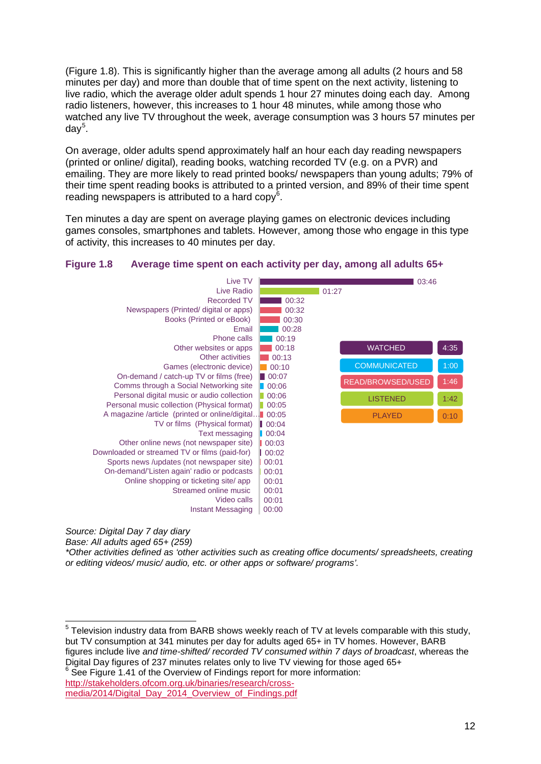(Figure 1.8). This is significantly higher than the average among all adults (2 hours and 58 minutes per day) and more than double that of time spent on the next activity, listening to live radio, which the average older adult spends 1 hour 27 minutes doing each day. Among radio listeners, however, this increases to 1 hour 48 minutes, while among those who watched any live TV throughout the week, average consumption was 3 hours 57 minutes per day[5].

On average, older adults spend approximately half an hour each day reading newspapers (printed or online/ digital), reading books, watching recorded TV (e.g. on a PVR) and emailing. They are more likely to read printed books/ newspapers than young adults; 79% of their time spent reading books is attributed to a printed version, and 89% of their time spent reading newspapers is attributed to a hard copy[6].

Ten minutes a day are spent on average playing games on electronic devices including games consoles, smartphones and tablets. However, among those who engage in this type of activity, this increases to 40 minutes per day.

**Figure 1.8 Average time spent on each activity per day, among all adults 65+**

| Activity | Time |
|---|---|
| Live TV | 03:46 |
| Live Radio | 01:27 |
| Recorded TV | 00:32 |
| Newspapers (Printed/ digital or apps) | 00:32 |
| Books (Printed or eBook) | 00:30 |
| Email | 00:28 |
| Phone calls | 00:19 |
| Other websites or apps | 00:18 |
| Other activities | 00:13 |
| Games (electronic device) | 00:10 |
| On-demand / catch-up TV or films (free) | 00:07 |
| Comms through a Social Networking site | 00:06 |
| Personal digital music or audio collection | 00:06 |
| Personal music collection (Physical format) | 00:05 |
| A magazine /article (printed or online/digital… | 00:05 |
| TV or films (Physical format) | 00:04 |
| Text messaging | 00:04 |
| Other online news (not newspaper site) | 00:03 |
| Downloaded or streamed TV or films (paid-for) | 00:02 |
| Sports news /updates (not newspaper site) | 00:01 |
| On-demand/'Listen again' radio or podcasts | 00:01 |
| Online shopping or ticketing site/ app | 00:01 |
| Streamed online music | 00:01 |
| Video calls | 00:01 |
| Instant Messaging | 00:00 |

| Category | Time |
|---|---|
| WATCHED | 4:35 |
| COMMUNICATED | 1:00 |
| READ/BROWSED/USED | 1:46 |
| LISTENED | 1:42 |
| PLAYED | 0:10 |

*Source: Digital Day 7 day diary*
*Base: All adults aged 65+ (259)*
*\*Other activities defined as 'other activities such as creating office documents/ spreadsheets, creating or editing videos/ music/ audio, etc. or other apps or software/ programs'.*

---

[5] Television industry data from BARB shows weekly reach of TV at levels comparable with this study, but TV consumption at 341 minutes per day for adults aged 65+ in TV homes. However, BARB figures include live *and time-shifted/ recorded TV consumed within 7 days of broadcast*, whereas the Digital Day figures of 237 minutes relates only to live TV viewing for those aged 65+

[6] See Figure 1.41 of the Overview of Findings report for more information: http://stakeholders.ofcom.org.uk/binaries/research/cross-media/2014/Digital_Day_2014_Overview_of_Findings.pdf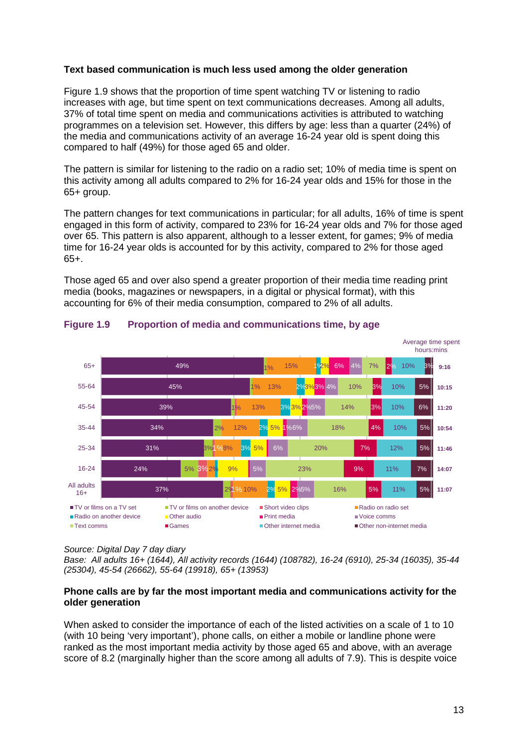**Text based communication is much less used among the older generation**

Figure 1.9 shows that the proportion of time spent watching TV or listening to radio increases with age, but time spent on text communications decreases. Among all adults, 37% of total time spent on media and communications activities is attributed to watching programmes on a television set. However, this differs by age: less than a quarter (24%) of the media and communications activity of an average 16-24 year old is spent doing this compared to half (49%) for those aged 65 and older.

The pattern is similar for listening to the radio on a radio set; 10% of media time is spent on this activity among all adults compared to 2% for 16-24 year olds and 15% for those in the 65+ group.

The pattern changes for text communications in particular; for all adults, 16% of time is spent engaged in this form of activity, compared to 23% for 16-24 year olds and 7% for those aged over 65. This pattern is also apparent, although to a lesser extent, for games; 9% of media time for 16-24 year olds is accounted for by this activity, compared to 2% for those aged 65+.

Those aged 65 and over also spend a greater proportion of their media time reading print media (books, magazines or newspapers, in a digital or physical format), with this accounting for 6% of their media consumption, compared to 2% of all adults.

**Figure 1.9 Proportion of media and communications time, by age**

| Age | TV or films on a TV set | TV or films on another device | Short video clips | Radio on radio set | Radio on another device | Other audio | Print media | Voice comms | Text comms | Games | Other internet media | Other non-internet media | Average time spent hours:mins |
|---|---|---|---|---|---|---|---|---|---|---|---|---|---|
| 65+ | 49% | 1% | | 15% | 1% | 2% | 6% | 4% | 7% | 2% | 10% | 3% | 9:16 |
| 55-64 | 45% | 1% | | 13% | 2% | 3% | 3% | 4% | 10% | 3% | 10% | 5% | 10:15 |
| 45-54 | 39% | 1% | | 13% | 3% | 3% | 2% | 5% | 14% | 3% | 10% | 6% | 11:20 |
| 35-44 | 34% | 2% | | 12% | 2% | 5% | 1% | 6% | 18% | 4% | 10% | 5% | 10:54 |
| 25-34 | 31% | 3% | 1% | 8% | 3% | 5% | | 6% | 20% | 7% | 12% | 5% | 11:46 |
| 16-24 | 24% | 5% | 3% | 2% | | 9% | | 5% | 23% | 9% | 11% | 7% | 14:07 |
| All adults 16+ | 37% | 2% | 1% | 10% | 2% | 5% | 2% | 5% | 16% | 5% | 11% | 5% | 11:07 |

*Source: Digital Day 7 day diary*
*Base: All adults 16+ (1644), All activity records (1644) (108782), 16-24 (6910), 25-34 (16035), 35-44 (25304), 45-54 (26662), 55-64 (19918), 65+ (13953)*

**Phone calls are by far the most important media and communications activity for the older generation**

When asked to consider the importance of each of the listed activities on a scale of 1 to 10 (with 10 being 'very important'), phone calls, on either a mobile or landline phone were ranked as the most important media activity by those aged 65 and above, with an average score of 8.2 (marginally higher than the score among all adults of 7.9). This is despite voice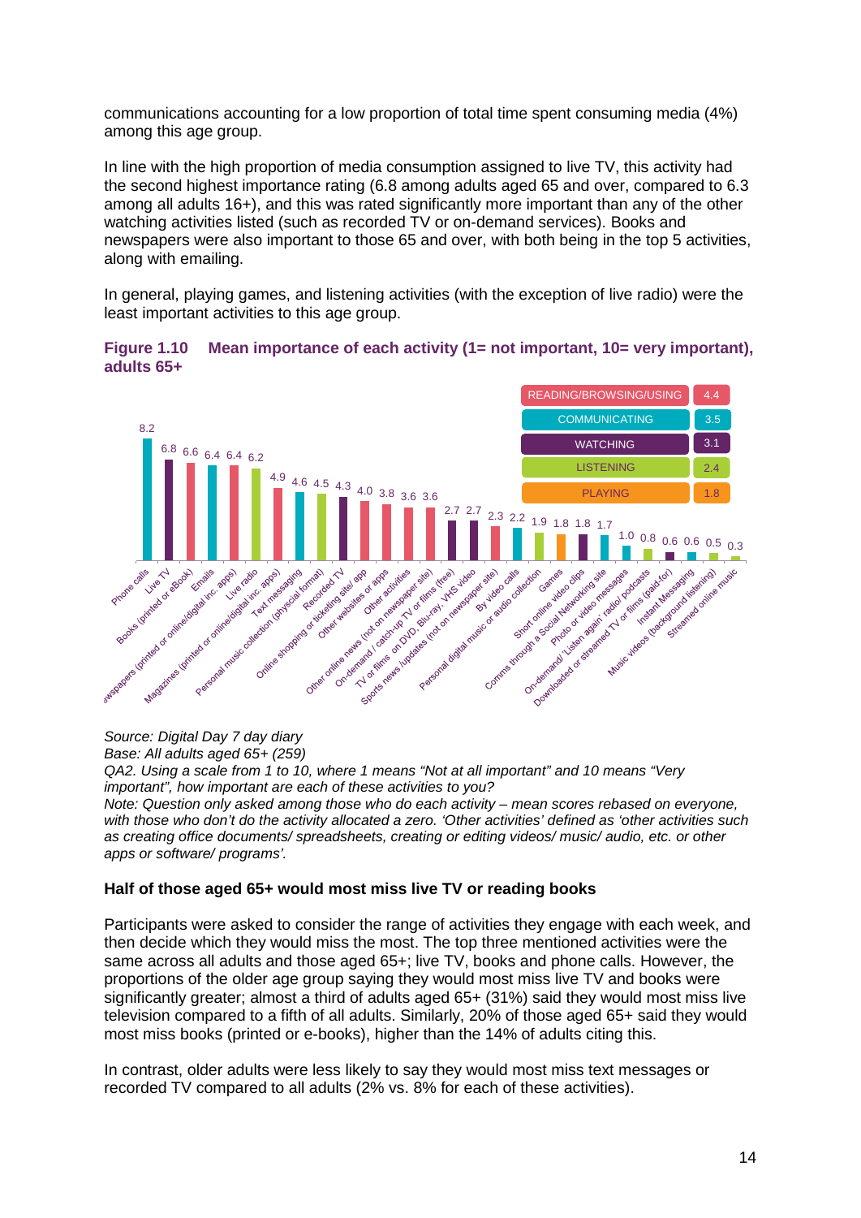communications accounting for a low proportion of total time spent consuming media (4%) among this age group.

In line with the high proportion of media consumption assigned to live TV, this activity had the second highest importance rating (6.8 among adults aged 65 and over, compared to 6.3 among all adults 16+), and this was rated significantly more important than any of the other watching activities listed (such as recorded TV or on-demand services). Books and newspapers were also important to those 65 and over, with both being in the top 5 activities, along with emailing.

In general, playing games, and listening activities (with the exception of live radio) were the least important activities to this age group.

**Figure 1.10 Mean importance of each activity (1= not important, 10= very important), adults 65+**

| Category | Mean |
| --- | --- |
| READING/BROWSING/USING | 4.4 |
| COMMUNICATING | 3.5 |
| WATCHING | 3.1 |
| LISTENING | 2.4 |
| PLAYING | 1.8 |

| Activity | Mean |
| --- | --- |
| Phone calls | 8.2 |
| Live TV | 6.8 |
| Books (printed or eBook) | 6.6 |
| Emails | 6.4 |
| Newspapers (printed or online/digital inc. apps) | 6.4 |
| Live radio | 6.2 |
| Magazines (printed or online/digital inc. apps) | 4.9 |
| Text messaging | 4.6 |
| Personal music collection (physical format) | 4.5 |
| Recorded TV | 4.3 |
| Online shopping or ticketing site/ app | 4.0 |
| Other websites or apps | 3.8 |
| Other activities | 3.6 |
| Other online news (not on newspaper site) | 3.6 |
| On-demand / catch-up TV or films (free) | 2.7 |
| TV or films on DVD, Blu-ray, VHS video | 2.7 |
| Sports news /updates (not on newspaper site) | 2.3 |
| By video calls | 2.2 |
| Personal digital music or audio collection | 1.9 |
| Games | 1.8 |
| Short online video clips | 1.8 |
| Comms through a Social Networking site | 1.7 |
| Photo or video messages | 1.0 |
| On-demand/ 'Listen again' radio/ podcasts | 0.8 |
| Downloaded or streamed TV or films (paid-for) | 0.6 |
| Instant Messaging | 0.6 |
| Music videos (background listening) | 0.5 |
| Streamed online music | 0.3 |

*Source: Digital Day 7 day diary*
*Base: All adults aged 65+ (259)*
*QA2. Using a scale from 1 to 10, where 1 means "Not at all important" and 10 means "Very important", how important are each of these activities to you?*
*Note: Question only asked among those who do each activity – mean scores rebased on everyone, with those who don't do the activity allocated a zero. 'Other activities' defined as 'other activities such as creating office documents/ spreadsheets, creating or editing videos/ music/ audio, etc. or other apps or software/ programs'.*

### Half of those aged 65+ would most miss live TV or reading books

Participants were asked to consider the range of activities they engage with each week, and then decide which they would miss the most. The top three mentioned activities were the same across all adults and those aged 65+; live TV, books and phone calls. However, the proportions of the older age group saying they would most miss live TV and books were significantly greater; almost a third of adults aged 65+ (31%) said they would most miss live television compared to a fifth of all adults. Similarly, 20% of those aged 65+ said they would most miss books (printed or e-books), higher than the 14% of adults citing this.

In contrast, older adults were less likely to say they would most miss text messages or recorded TV compared to all adults (2% vs. 8% for each of these activities).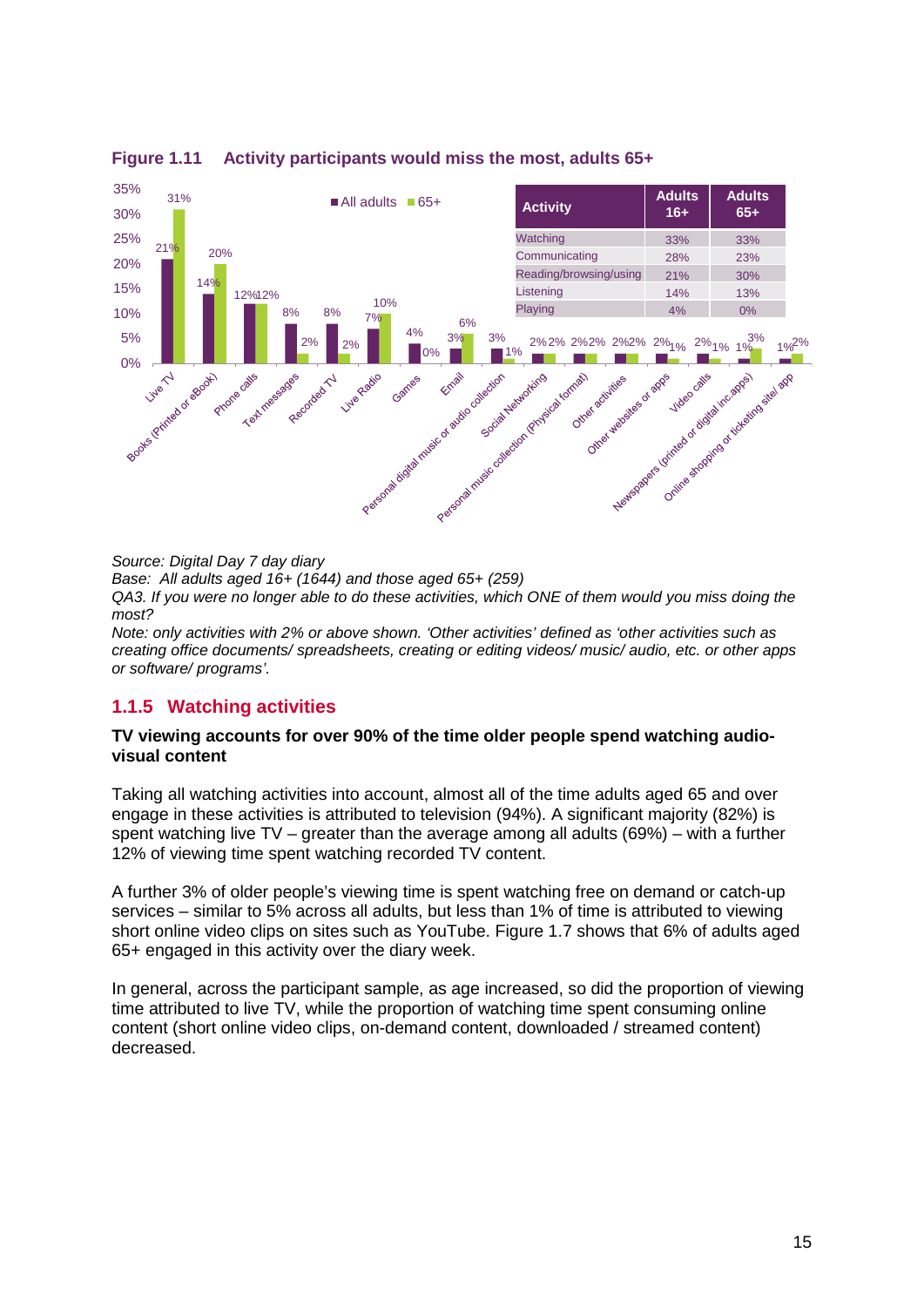**Figure 1.11 Activity participants would miss the most, adults 65+**

| Activity | All adults | 65+ |
|---|---|---|
| Live TV | 21% | 31% |
| Books (Printed or eBook) | 14% | 20% |
| Phone calls | 12% | 12% |
| Text messages | 8% | 2% |
| Recorded TV | 8% | 2% |
| Live Radio | 7% | 10% |
| Games | 4% | 0% |
| Email | 3% | 6% |
| Personal digital music or audio collection | 3% | 1% |
| Social Networking | 2% | 2% |
| Personal music collection (Physical format) | 2% | 2% |
| Other activities | 2% | 2% |
| Other websites or apps | 2% | 1% |
| Video calls | 2% | 1% |
| Newspapers (printed or digital inc.apps) | 1% | 3% |
| Online shopping or ticketing site/ app | 1% | 2% |

| Activity | Adults 16+ | Adults 65+ |
|---|---|---|
| Watching | 33% | 33% |
| Communicating | 28% | 23% |
| Reading/browsing/using | 21% | 30% |
| Listening | 14% | 13% |
| Playing | 4% | 0% |

*Source: Digital Day 7 day diary*
*Base: All adults aged 16+ (1644) and those aged 65+ (259)*
*QA3. If you were no longer able to do these activities, which ONE of them would you miss doing the most?*
*Note: only activities with 2% or above shown. 'Other activities' defined as 'other activities such as creating office documents/ spreadsheets, creating or editing videos/ music/ audio, etc. or other apps or software/ programs'.*

### 1.1.5 Watching activities

**TV viewing accounts for over 90% of the time older people spend watching audio-visual content**

Taking all watching activities into account, almost all of the time adults aged 65 and over engage in these activities is attributed to television (94%). A significant majority (82%) is spent watching live TV – greater than the average among all adults (69%) – with a further 12% of viewing time spent watching recorded TV content.

A further 3% of older people's viewing time is spent watching free on demand or catch-up services – similar to 5% across all adults, but less than 1% of time is attributed to viewing short online video clips on sites such as YouTube. Figure 1.7 shows that 6% of adults aged 65+ engaged in this activity over the diary week.

In general, across the participant sample, as age increased, so did the proportion of viewing time attributed to live TV, while the proportion of watching time spent consuming online content (short online video clips, on-demand content, downloaded / streamed content) decreased.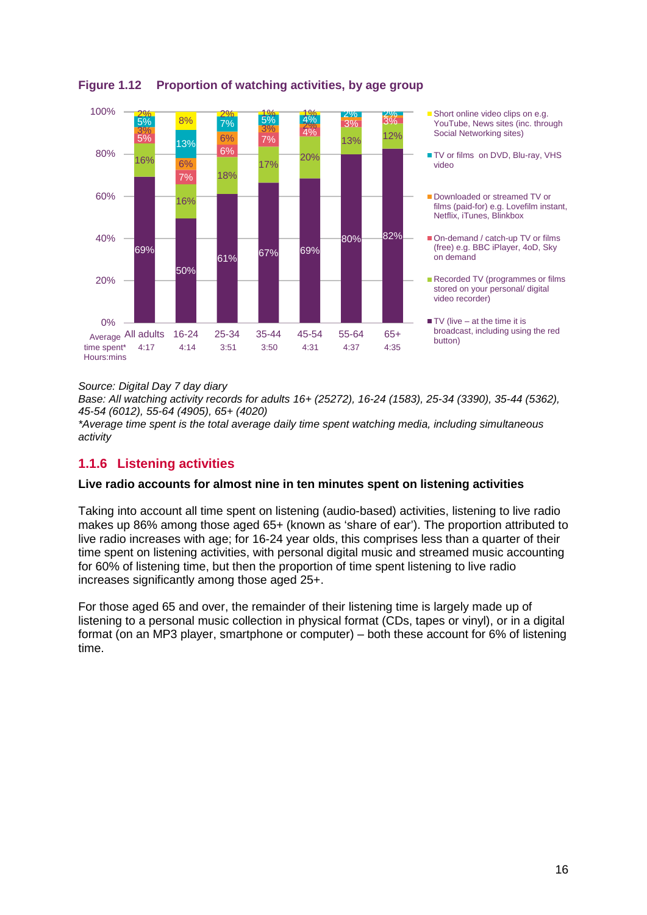**Figure 1.12 Proportion of watching activities, by age group**

| | All adults | 16-24 | 25-34 | 35-44 | 45-54 | 55-64 | 65+ |
|---|---|---|---|---|---|---|---|
| Short online video clips on e.g. YouTube, News sites (inc. through Social Networking sites) | 2% | 8% | 2% | 1% | 1% | | |
| TV or films on DVD, Blu-ray, VHS video | 5% | 13% | 7% | 5% | 4% | 2% | 2% |
| Downloaded or streamed TV or films (paid-for) e.g. Lovefilm instant, Netflix, iTunes, Blinkbox | 3% | 6% | 6% | 3% | 2% | | |
| On-demand / catch-up TV or films (free) e.g. BBC iPlayer, 4oD, Sky on demand | 5% | 7% | 6% | 7% | 4% | 3% | 3% |
| Recorded TV (programmes or films stored on your personal/ digital video recorder) | 16% | 16% | 18% | 17% | 20% | 13% | 12% |
| TV (live – at the time it is broadcast, including using the red button) | 69% | 50% | 61% | 67% | 69% | 80% | 82% |
| Average time spent* Hours:mins | 4:17 | 4:14 | 3:51 | 3:50 | 4:31 | 4:37 | 4:35 |

*Source: Digital Day 7 day diary*
*Base: All watching activity records for adults 16+ (25272), 16-24 (1583), 25-34 (3390), 35-44 (5362), 45-54 (6012), 55-64 (4905), 65+ (4020)*
*\*Average time spent is the total average daily time spent watching media, including simultaneous activity*

## 1.1.6 Listening activities

**Live radio accounts for almost nine in ten minutes spent on listening activities**

Taking into account all time spent on listening (audio-based) activities, listening to live radio makes up 86% among those aged 65+ (known as 'share of ear'). The proportion attributed to live radio increases with age; for 16-24 year olds, this comprises less than a quarter of their time spent on listening activities, with personal digital music and streamed music accounting for 60% of listening time, but then the proportion of time spent listening to live radio increases significantly among those aged 25+.

For those aged 65 and over, the remainder of their listening time is largely made up of listening to a personal music collection in physical format (CDs, tapes or vinyl), or in a digital format (on an MP3 player, smartphone or computer) – both these account for 6% of listening time.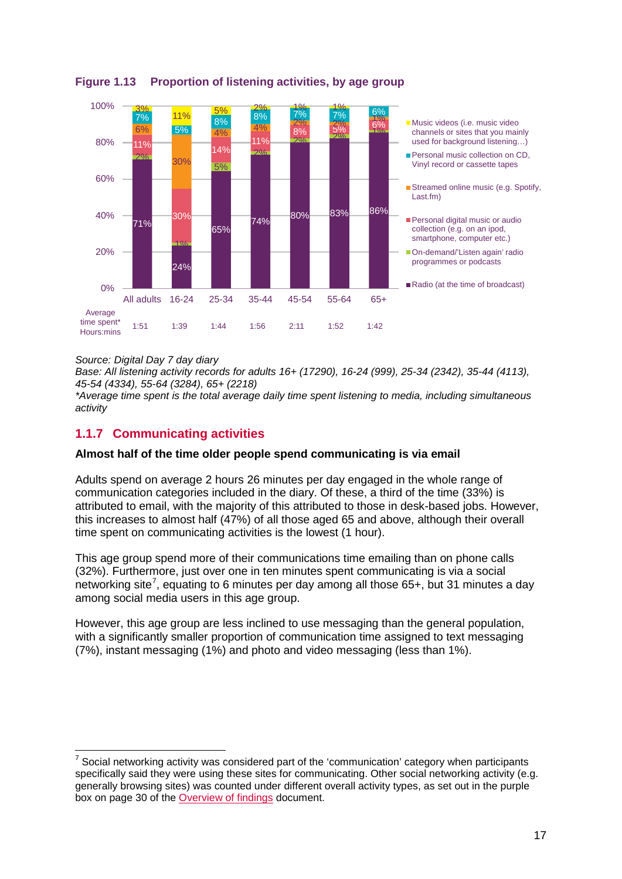**Figure 1.13 Proportion of listening activities, by age group**

| | All adults | 16-24 | 25-34 | 35-44 | 45-54 | 55-64 | 65+ |
|---|---|---|---|---|---|---|---|
| Music videos (i.e. music video channels or sites that you mainly used for background listening…) | 3% | 11% | 5% | 2% | 1% | 1% | |
| Personal music collection on CD, Vinyl record or cassette tapes | 7% | 5% | 8% | 8% | 7% | 7% | 6% |
| Streamed online music (e.g. Spotify, Last.fm) | 6% | 30% | 4% | 4% | 2% | 2% | 1% |
| Personal digital music or audio collection (e.g. on an ipod, smartphone, computer etc.) | 11% | 30% | 14% | 11% | 8% | 5% | 6% |
| On-demand/'Listen again' radio programmes or podcasts | 2% | 1% | 5% | 2% | 2% | 2% | 1% |
| Radio (at the time of broadcast) | 71% | 24% | 65% | 74% | 80% | 83% | 86% |
| Average time spent* Hours:mins | 1:51 | 1:39 | 1:44 | 1:56 | 2:11 | 1:52 | 1:42 |

*Source: Digital Day 7 day diary*
*Base: All listening activity records for adults 16+ (17290), 16-24 (999), 25-34 (2342), 35-44 (4113), 45-54 (4334), 55-64 (3284), 65+ (2218)*
*\*Average time spent is the total average daily time spent listening to media, including simultaneous activity*

## 1.1.7 Communicating activities

**Almost half of the time older people spend communicating is via email**

Adults spend on average 2 hours 26 minutes per day engaged in the whole range of communication categories included in the diary. Of these, a third of the time (33%) is attributed to email, with the majority of this attributed to those in desk-based jobs. However, this increases to almost half (47%) of all those aged 65 and above, although their overall time spent on communicating activities is the lowest (1 hour).

This age group spend more of their communications time emailing than on phone calls (32%). Furthermore, just over one in ten minutes spent communicating is via a social networking site[7], equating to 6 minutes per day among all those 65+, but 31 minutes a day among social media users in this age group.

However, this age group are less inclined to use messaging than the general population, with a significantly smaller proportion of communication time assigned to text messaging (7%), instant messaging (1%) and photo and video messaging (less than 1%).

[7] Social networking activity was considered part of the 'communication' category when participants specifically said they were using these sites for communicating. Other social networking activity (e.g. generally browsing sites) was counted under different overall activity types, as set out in the purple box on page 30 of the Overview of findings document.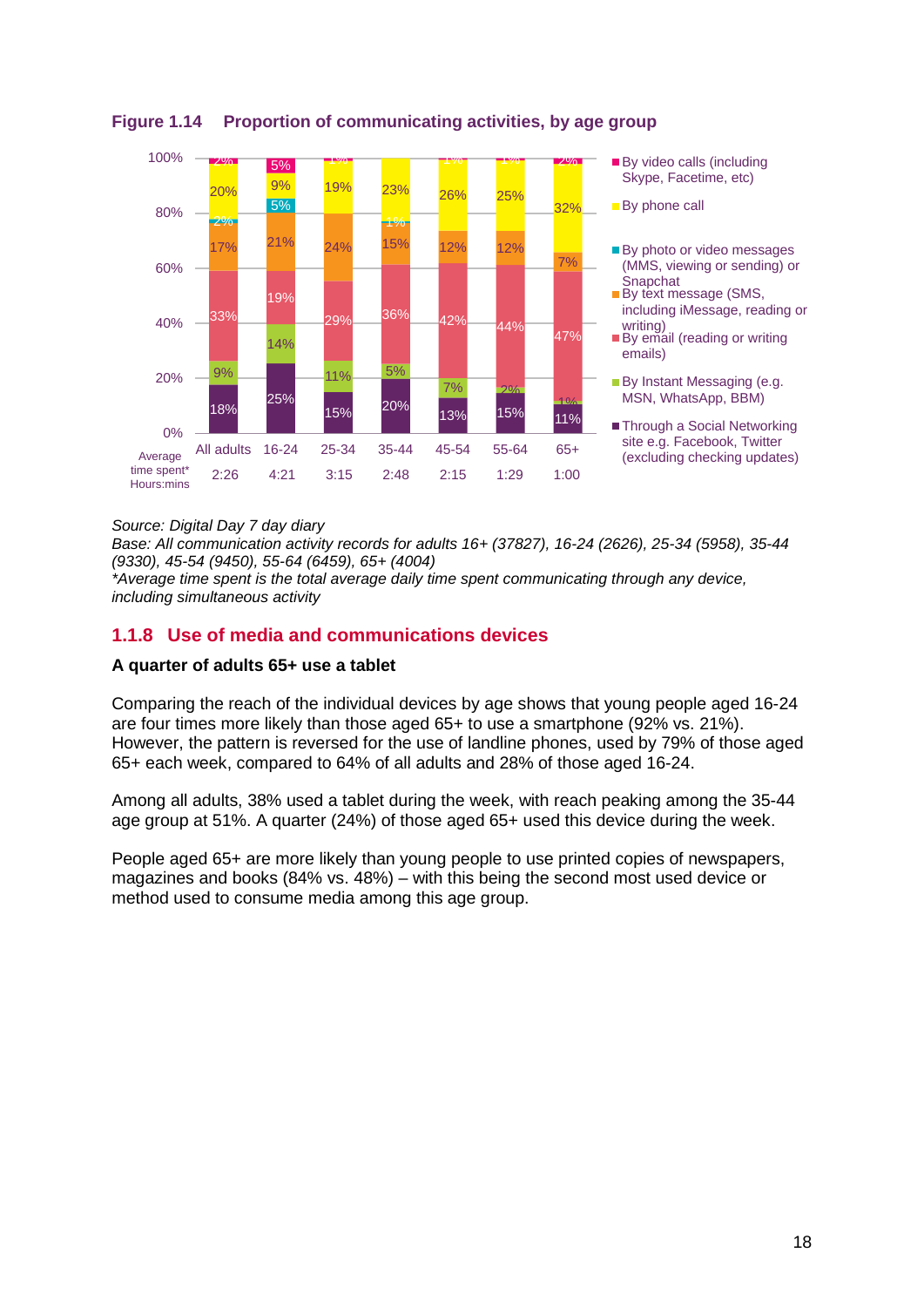**Figure 1.14 Proportion of communicating activities, by age group**

| | All adults | 16-24 | 25-34 | 35-44 | 45-54 | 55-64 | 65+ |
|---|---|---|---|---|---|---|---|
| By video calls (including Skype, Facetime, etc) | 2% | 5% | 1% | | 1% | 1% | 2% |
| By phone call | 20% | 9% | 19% | 23% | 26% | 25% | 32% |
| By photo or video messages (MMS, viewing or sending) or Snapchat | 2% | 5% | | 1% | | | |
| By text message (SMS, including iMessage, reading or writing) | 17% | 21% | 24% | 15% | 12% | 12% | 7% |
| By email (reading or writing emails) | 33% | 19% | 29% | 36% | 42% | 44% | 47% |
| By Instant Messaging (e.g. MSN, WhatsApp, BBM) | 9% | 14% | 11% | 5% | 7% | 2% | 1% |
| Through a Social Networking site e.g. Facebook, Twitter (excluding checking updates) | 18% | 25% | 15% | 20% | 13% | 15% | 11% |
| Average time spent* Hours:mins | 2:26 | 4:21 | 3:15 | 2:48 | 2:15 | 1:29 | 1:00 |

*Source: Digital Day 7 day diary*
*Base: All communication activity records for adults 16+ (37827), 16-24 (2626), 25-34 (5958), 35-44 (9330), 45-54 (9450), 55-64 (6459), 65+ (4004)*
**Average time spent is the total average daily time spent communicating through any device, including simultaneous activity*

## 1.1.8 Use of media and communications devices

**A quarter of adults 65+ use a tablet**

Comparing the reach of the individual devices by age shows that young people aged 16-24 are four times more likely than those aged 65+ to use a smartphone (92% vs. 21%). However, the pattern is reversed for the use of landline phones, used by 79% of those aged 65+ each week, compared to 64% of all adults and 28% of those aged 16-24.

Among all adults, 38% used a tablet during the week, with reach peaking among the 35-44 age group at 51%. A quarter (24%) of those aged 65+ used this device during the week.

People aged 65+ are more likely than young people to use printed copies of newspapers, magazines and books (84% vs. 48%) – with this being the second most used device or method used to consume media among this age group.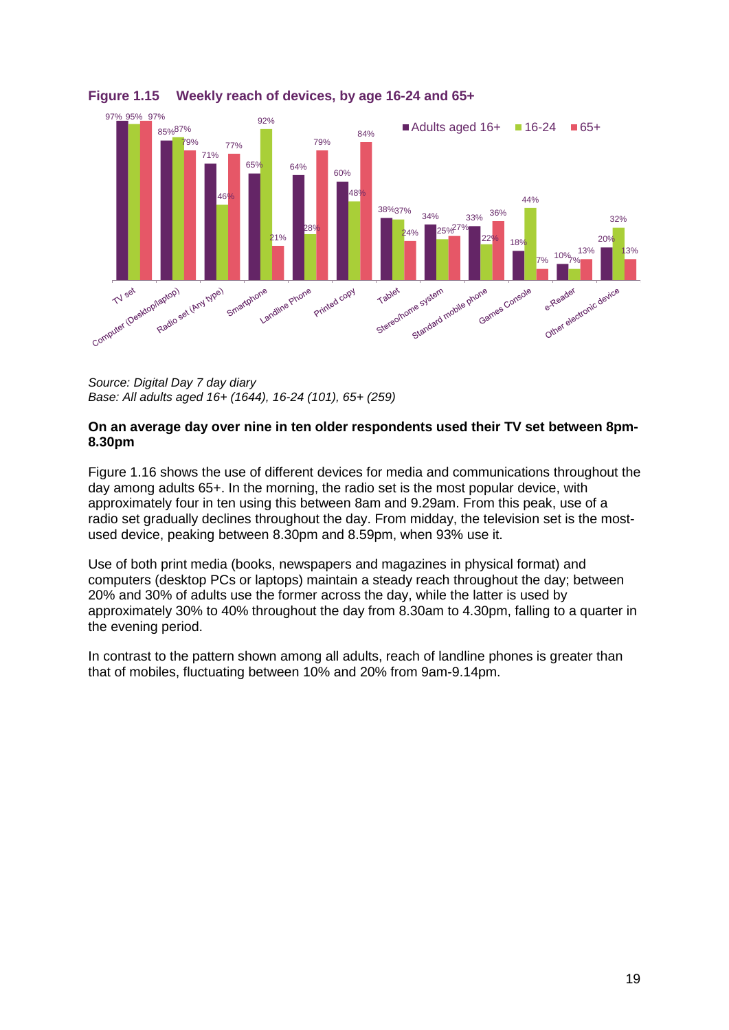**Figure 1.15 Weekly reach of devices, by age 16-24 and 65+**

| Device | Adults aged 16+ | 16-24 | 65+ |
|---|---|---|---|
| TV set | 97% | 95% | 97% |
| Computer (Desktop/laptop) | 85% | 87% | 79% |
| Radio set (Any type) | 71% | 46% | 77% |
| Smartphone | 65% | 92% | 21% |
| Landline Phone | 64% | 28% | 79% |
| Printed copy | 60% | 48% | 84% |
| Tablet | 38% | 37% | 24% |
| Stereo/home system | 34% | 25% | 27% |
| Standard mobile phone | 33% | 22% | 36% |
| Games Console | 18% | 44% | 7% |
| e-Reader | 10% | 7% | 13% |
| Other electronic device | 20% | 32% | 13% |

*Source: Digital Day 7 day diary*
*Base: All adults aged 16+ (1644), 16-24 (101), 65+ (259)*

**On an average day over nine in ten older respondents used their TV set between 8pm-8.30pm**

Figure 1.16 shows the use of different devices for media and communications throughout the day among adults 65+. In the morning, the radio set is the most popular device, with approximately four in ten using this between 8am and 9.29am. From this peak, use of a radio set gradually declines throughout the day. From midday, the television set is the most-used device, peaking between 8.30pm and 8.59pm, when 93% use it.

Use of both print media (books, newspapers and magazines in physical format) and computers (desktop PCs or laptops) maintain a steady reach throughout the day; between 20% and 30% of adults use the former across the day, while the latter is used by approximately 30% to 40% throughout the day from 8.30am to 4.30pm, falling to a quarter in the evening period.

In contrast to the pattern shown among all adults, reach of landline phones is greater than that of mobiles, fluctuating between 10% and 20% from 9am-9.14pm.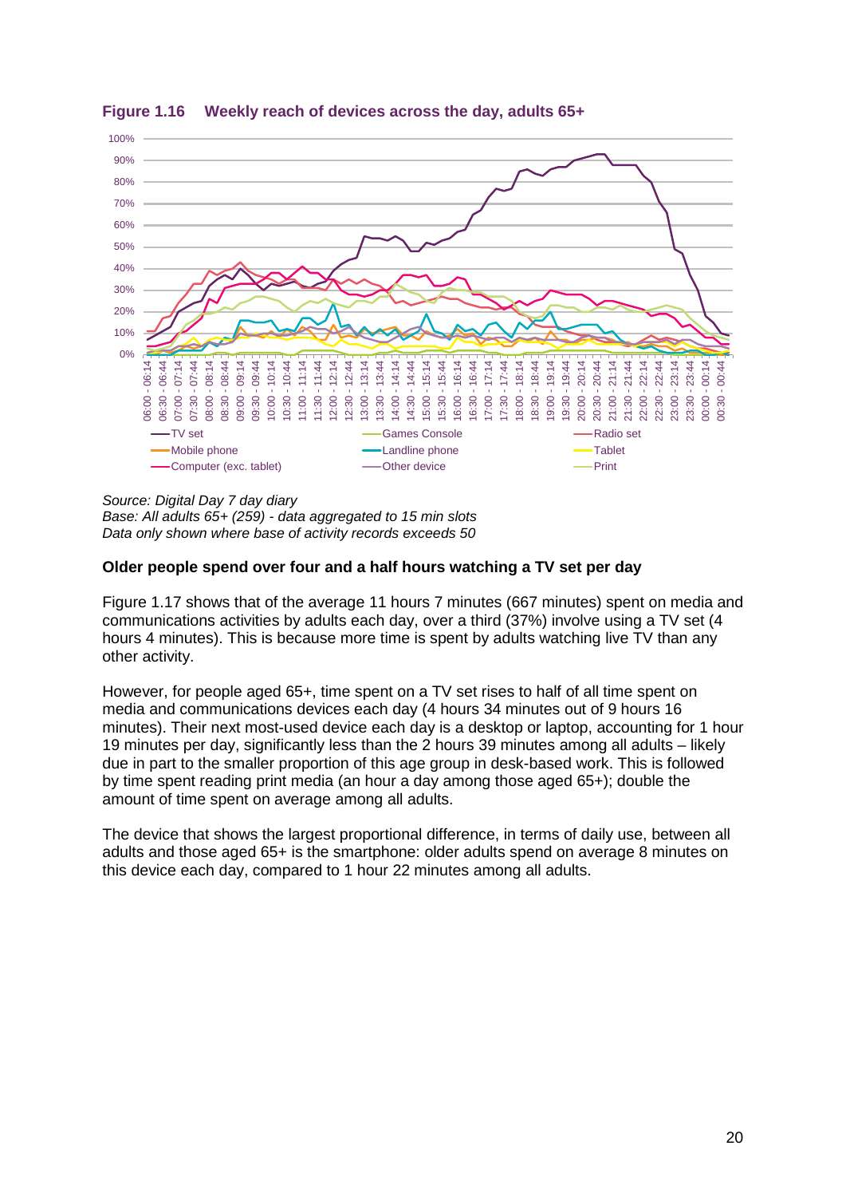**Figure 1.16 Weekly reach of devices across the day, adults 65+**

*Source: Digital Day 7 day diary*
*Base: All adults 65+ (259) - data aggregated to 15 min slots*
*Data only shown where base of activity records exceeds 50*

### Older people spend over four and a half hours watching a TV set per day

Figure 1.17 shows that of the average 11 hours 7 minutes (667 minutes) spent on media and communications activities by adults each day, over a third (37%) involve using a TV set (4 hours 4 minutes). This is because more time is spent by adults watching live TV than any other activity.

However, for people aged 65+, time spent on a TV set rises to half of all time spent on media and communications devices each day (4 hours 34 minutes out of 9 hours 16 minutes). Their next most-used device each day is a desktop or laptop, accounting for 1 hour 19 minutes per day, significantly less than the 2 hours 39 minutes among all adults – likely due in part to the smaller proportion of this age group in desk-based work. This is followed by time spent reading print media (an hour a day among those aged 65+); double the amount of time spent on average among all adults.

The device that shows the largest proportional difference, in terms of daily use, between all adults and those aged 65+ is the smartphone: older adults spend on average 8 minutes on this device each day, compared to 1 hour 22 minutes among all adults.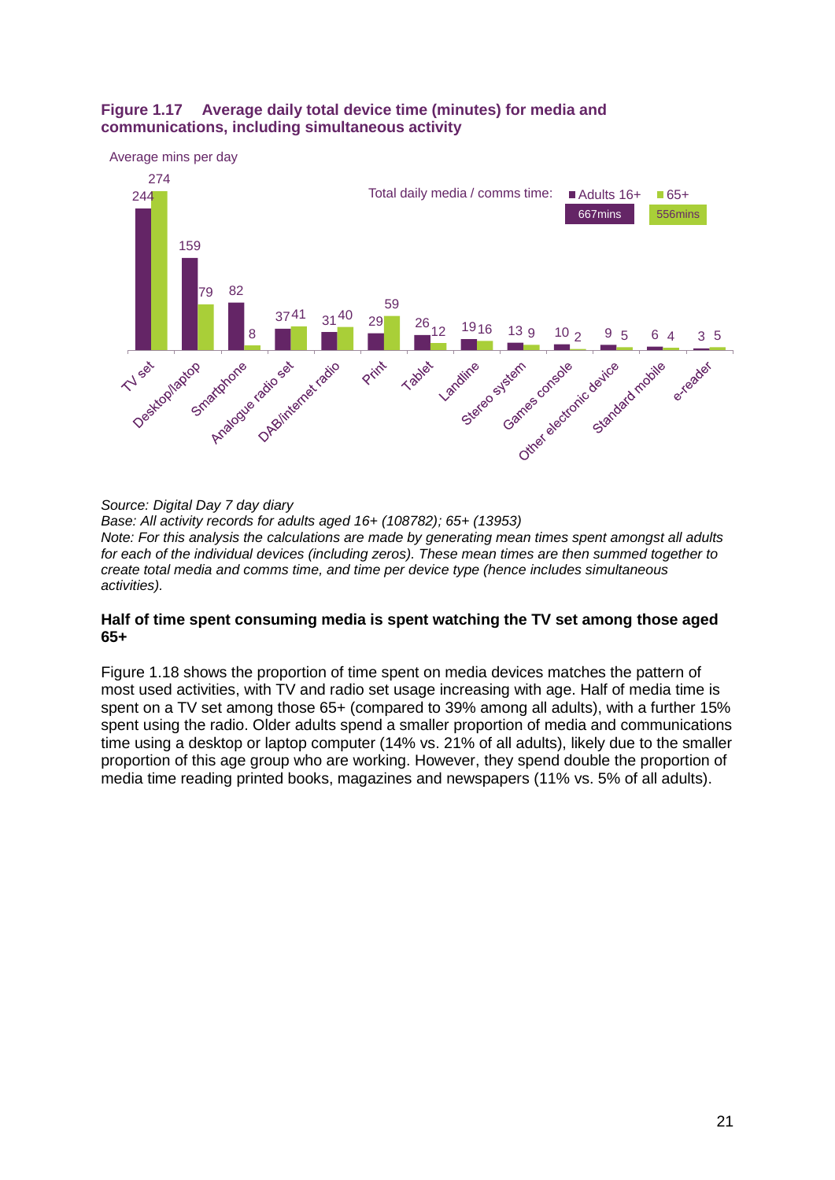**Figure 1.17 Average daily total device time (minutes) for media and communications, including simultaneous activity**

| Device | Adults 16+ | 65+ |
|---|---|---|
| TV set | 244 | 274 |
| Desktop/laptop | 159 | 79 |
| Smartphone | 82 | 8 |
| Analogue radio set | 37 | 41 |
| DAB/internet radio | 31 | 40 |
| Print | 29 | 59 |
| Tablet | 26 | 12 |
| Landline | 19 | 16 |
| Stereo system | 13 | 9 |
| Games console | 10 | 2 |
| Other electronic device | 9 | 5 |
| Standard mobile | 6 | 4 |
| e-reader | 3 | 5 |

Average mins per day

Total daily media / comms time: Adults 16+ 667mins; 65+ 556mins

*Source: Digital Day 7 day diary*
*Base: All activity records for adults aged 16+ (108782); 65+ (13953)*
*Note: For this analysis the calculations are made by generating mean times spent amongst all adults for each of the individual devices (including zeros). These mean times are then summed together to create total media and comms time, and time per device type (hence includes simultaneous activities).*

**Half of time spent consuming media is spent watching the TV set among those aged 65+**

Figure 1.18 shows the proportion of time spent on media devices matches the pattern of most used activities, with TV and radio set usage increasing with age. Half of media time is spent on a TV set among those 65+ (compared to 39% among all adults), with a further 15% spent using the radio. Older adults spend a smaller proportion of media and communications time using a desktop or laptop computer (14% vs. 21% of all adults), likely due to the smaller proportion of this age group who are working. However, they spend double the proportion of media time reading printed books, magazines and newspapers (11% vs. 5% of all adults).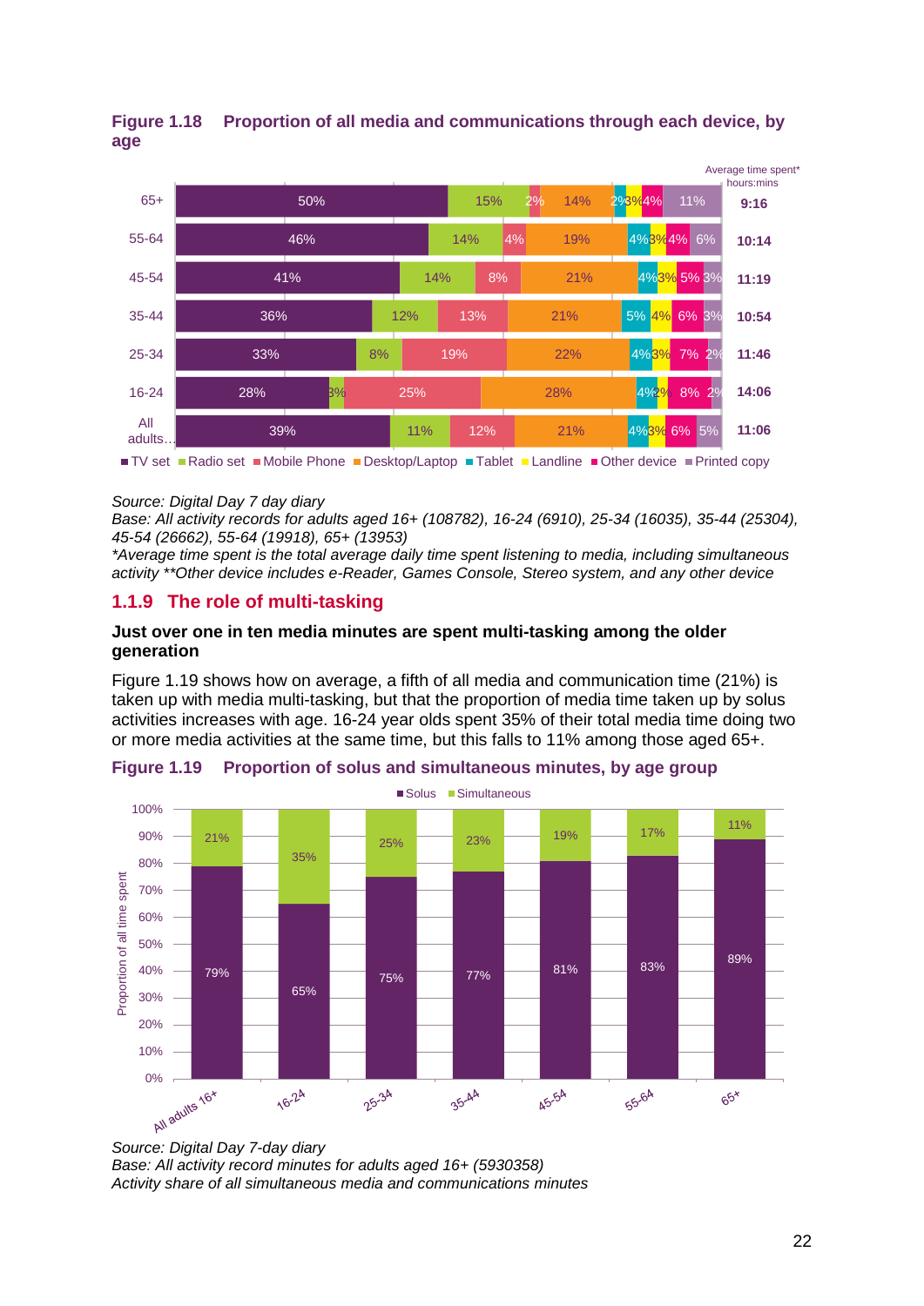**Figure 1.18 Proportion of all media and communications through each device, by age**

| | TV set | Radio set | Mobile Phone | Desktop/Laptop | Tablet | Landline | Other device | Printed copy | Average time spent* hours:mins |
|---|---|---|---|---|---|---|---|---|---|
| 65+ | 50% | 15% | 2% | 14% | 2% | 3% | 4% | 11% | 9:16 |
| 55-64 | 46% | 14% | 4% | 19% | 4% | 3% | 4% | 6% | 10:14 |
| 45-54 | 41% | 14% | 8% | 21% | 4% | 3% | 5% | 3% | 11:19 |
| 35-44 | 36% | 12% | 13% | 21% | 5% | 4% | 6% | 3% | 10:54 |
| 25-34 | 33% | 8% | 19% | 22% | 4% | 3% | 7% | 2% | 11:46 |
| 16-24 | 28% | 3% | 25% | 28% | 4% | 2% | 8% | 2% | 14:06 |
| All adults… | 39% | 11% | 12% | 21% | 4% | 3% | 6% | 5% | 11:06 |

*Source: Digital Day 7 day diary*
*Base: All activity records for adults aged 16+ (108782), 16-24 (6910), 25-34 (16035), 35-44 (25304), 45-54 (26662), 55-64 (19918), 65+ (13953)*
*Average time spent is the total average daily time spent listening to media, including simultaneous activity **Other device includes e-Reader, Games Console, Stereo system, and any other device*

## 1.1.9 The role of multi-tasking

**Just over one in ten media minutes are spent multi-tasking among the older generation**

Figure 1.19 shows how on average, a fifth of all media and communication time (21%) is taken up with media multi-tasking, but that the proportion of media time taken up by solus activities increases with age. 16-24 year olds spent 35% of their total media time doing two or more media activities at the same time, but this falls to 11% among those aged 65+.

**Figure 1.19 Proportion of solus and simultaneous minutes, by age group**

| | Solus | Simultaneous |
|---|---|---|
| All adults 16+ | 79% | 21% |
| 16-24 | 65% | 35% |
| 25-34 | 75% | 25% |
| 35-44 | 77% | 23% |
| 45-54 | 81% | 19% |
| 55-64 | 83% | 17% |
| 65+ | 89% | 11% |

*Source: Digital Day 7-day diary*
*Base: All activity record minutes for adults aged 16+ (5930358)*
*Activity share of all simultaneous media and communications minutes*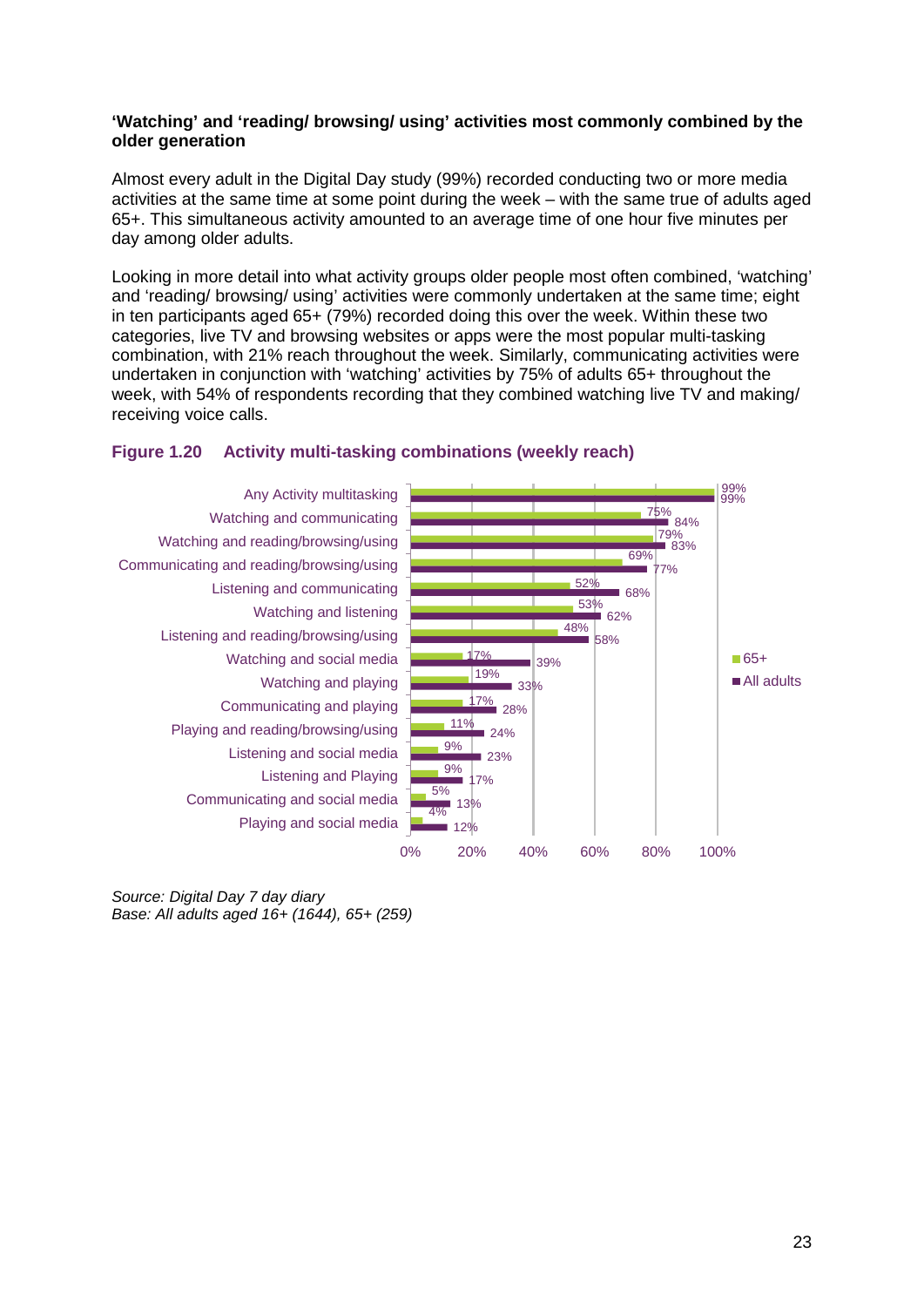**'Watching' and 'reading/ browsing/ using' activities most commonly combined by the older generation**

Almost every adult in the Digital Day study (99%) recorded conducting two or more media activities at the same time at some point during the week – with the same true of adults aged 65+. This simultaneous activity amounted to an average time of one hour five minutes per day among older adults.

Looking in more detail into what activity groups older people most often combined, 'watching' and 'reading/ browsing/ using' activities were commonly undertaken at the same time; eight in ten participants aged 65+ (79%) recorded doing this over the week. Within these two categories, live TV and browsing websites or apps were the most popular multi-tasking combination, with 21% reach throughout the week. Similarly, communicating activities were undertaken in conjunction with 'watching' activities by 75% of adults 65+ throughout the week, with 54% of respondents recording that they combined watching live TV and making/ receiving voice calls.

**Figure 1.20 Activity multi-tasking combinations (weekly reach)**

Any Activity multitasking 99% 99%
Watching and communicating 75% 84%
Watching and reading/browsing/using 79% 83%
Communicating and reading/browsing/using 69% 77%
Listening and communicating 52% 68%
Watching and listening 53% 62%
Listening and reading/browsing/using 48% 58%
Watching and social media 17% 39%
Watching and playing 19% 33%
Communicating and playing 17% 28%
Playing and reading/browsing/using 11% 24%
Listening and social media 9% 23%
Listening and Playing 9% 17%
Communicating and social media 5% 13%
Playing and social media 4% 12%

0% 20% 40% 60% 80% 100%

65+
All adults

*Source: Digital Day 7 day diary*
*Base: All adults aged 16+ (1644), 65+ (259)*